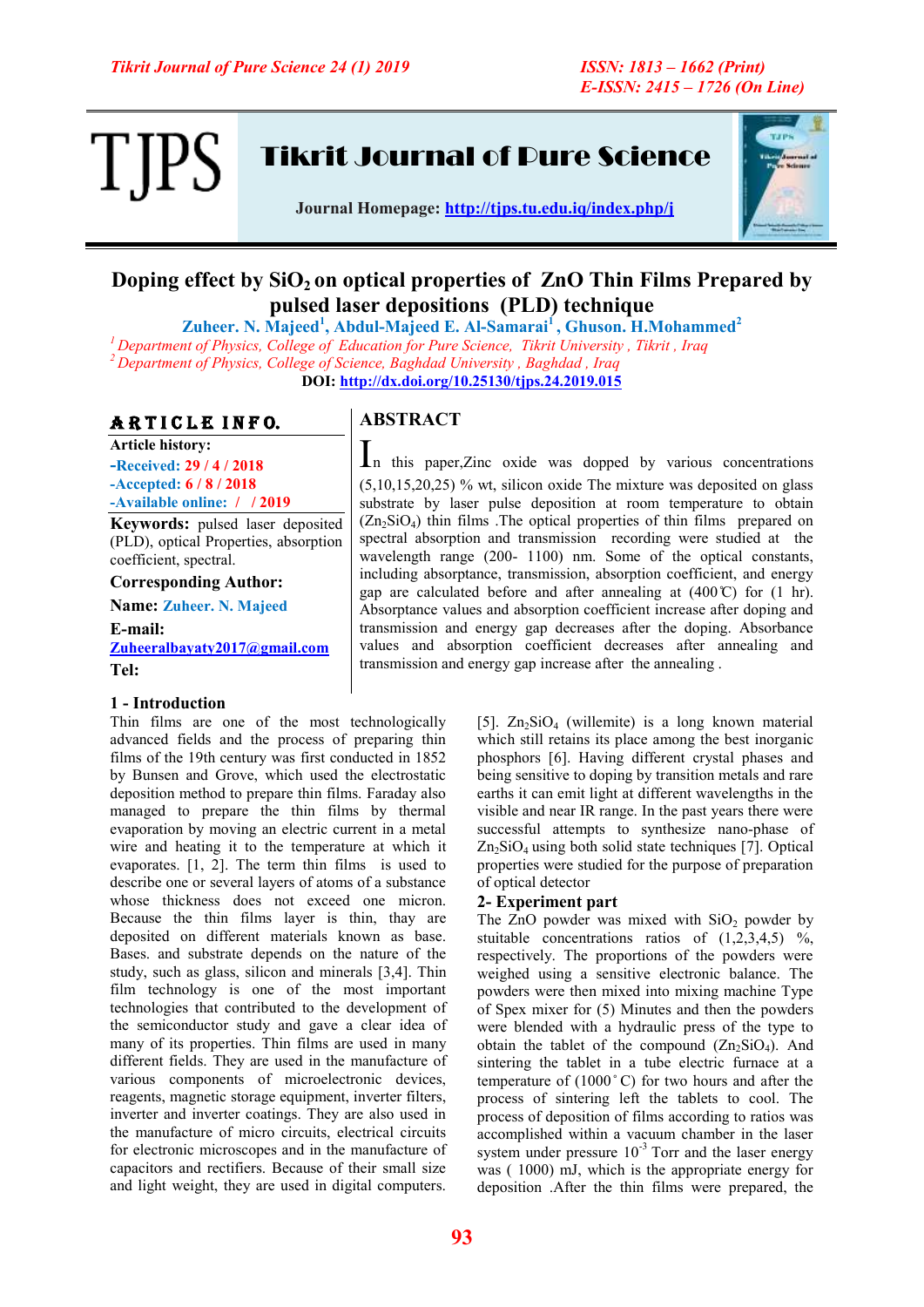# Doping effect by $SiO_2$ on optical properties of ZnO Thin Films Prepared by pulsed laser depositions (PLD) technique

**Zuheer. N. Majeed[1], Abdul-Majeed E. Al-Samarai[1], Ghuson. H.Mohammed[2]**

*[1] Department of Physics, College of Education for Pure Science, Tikrit University, Tikrit, Iraq*
*[2] Department of Physics, College of Science, Baghdad University, Baghdad, Iraq*

**DOI:** http://dx.doi.org/10.25130/tjps.24.2019.015

## ARTICLE INFO.

**Article history:**
- Received: 29 / 4 / 2018
- Accepted: 6 / 8 / 2018
- Available online: / / 2019

**Keywords:** pulsed laser deposited (PLD), optical Properties, absorption coefficient, spectral.

**Corresponding Author:**

**Name:** Zuheer. N. Majeed

**E-mail:** Zuheeralbayaty2017@gmail.com

**Tel:**

## ABSTRACT

In this paper,Zinc oxide was dopped by various concentrations (5,10,15,20,25) % wt, silicon oxide The mixture was deposited on glass substrate by laser pulse deposition at room temperature to obtain ($Zn_2SiO_4$) thin films .The optical properties of thin films prepared on spectral absorption and transmission recording were studied at the wavelength range (200- 1100) nm. Some of the optical constants, including absorptance, transmission, absorption coefficient, and energy gap are calculated before and after annealing at (400℃) for (1 hr). Absorptance values and absorption coefficient increase after doping and transmission and energy gap decreases after the doping. Absorbance values and absorption coefficient decreases after annealing and transmission and energy gap increase after the annealing .

## 1 - Introduction

Thin films are one of the most technologically advanced fields and the process of preparing thin films of the 19th century was first conducted in 1852 by Bunsen and Grove, which used the electrostatic deposition method to prepare thin films. Faraday also managed to prepare the thin films by thermal evaporation by moving an electric current in a metal wire and heating it to the temperature at which it evaporates. [1, 2]. The term thin films is used to describe one or several layers of atoms of a substance whose thickness does not exceed one micron. Because the thin films layer is thin, thay are deposited on different materials known as base. Bases. and substrate depends on the nature of the study, such as glass, silicon and minerals [3,4]. Thin film technology is one of the most important technologies that contributed to the development of the semiconductor study and gave a clear idea of many of its properties. Thin films are used in many different fields. They are used in the manufacture of various components of microelectronic devices, reagents, magnetic storage equipment, inverter filters, inverter and inverter coatings. They are also used in the manufacture of micro circuits, electrical circuits for electronic microscopes and in the manufacture of capacitors and rectifiers. Because of their small size and light weight, they are used in digital computers. [5]. $Zn_2SiO_4$ (willemite) is a long known material which still retains its place among the best inorganic phosphors [6]. Having different crystal phases and being sensitive to doping by transition metals and rare earths it can emit light at different wavelengths in the visible and near IR range. In the past years there were successful attempts to synthesize nano-phase of $Zn_2SiO_4$ using both solid state techniques [7]. Optical properties were studied for the purpose of preparation of optical detector

## 2- Experiment part

The ZnO powder was mixed with $SiO_2$ powder by stuitable concentrations ratios of (1,2,3,4,5) %, respectively. The proportions of the powders were weighed using a sensitive electronic balance. The powders were then mixed into mixing machine Type of Spex mixer for (5) Minutes and then the powders were blended with a hydraulic press of the type to obtain the tablet of the compound ($Zn_2SiO_4$). And sintering the tablet in a tube electric furnace at a temperature of (1000˚C) for two hours and after the process of sintering left the tablets to cool. The process of deposition of films according to ratios was accomplished within a vacuum chamber in the laser system under pressure $10^{-3}$ Torr and the laser energy was ( 1000) mJ, which is the appropriate energy for deposition .After the thin films were prepared, the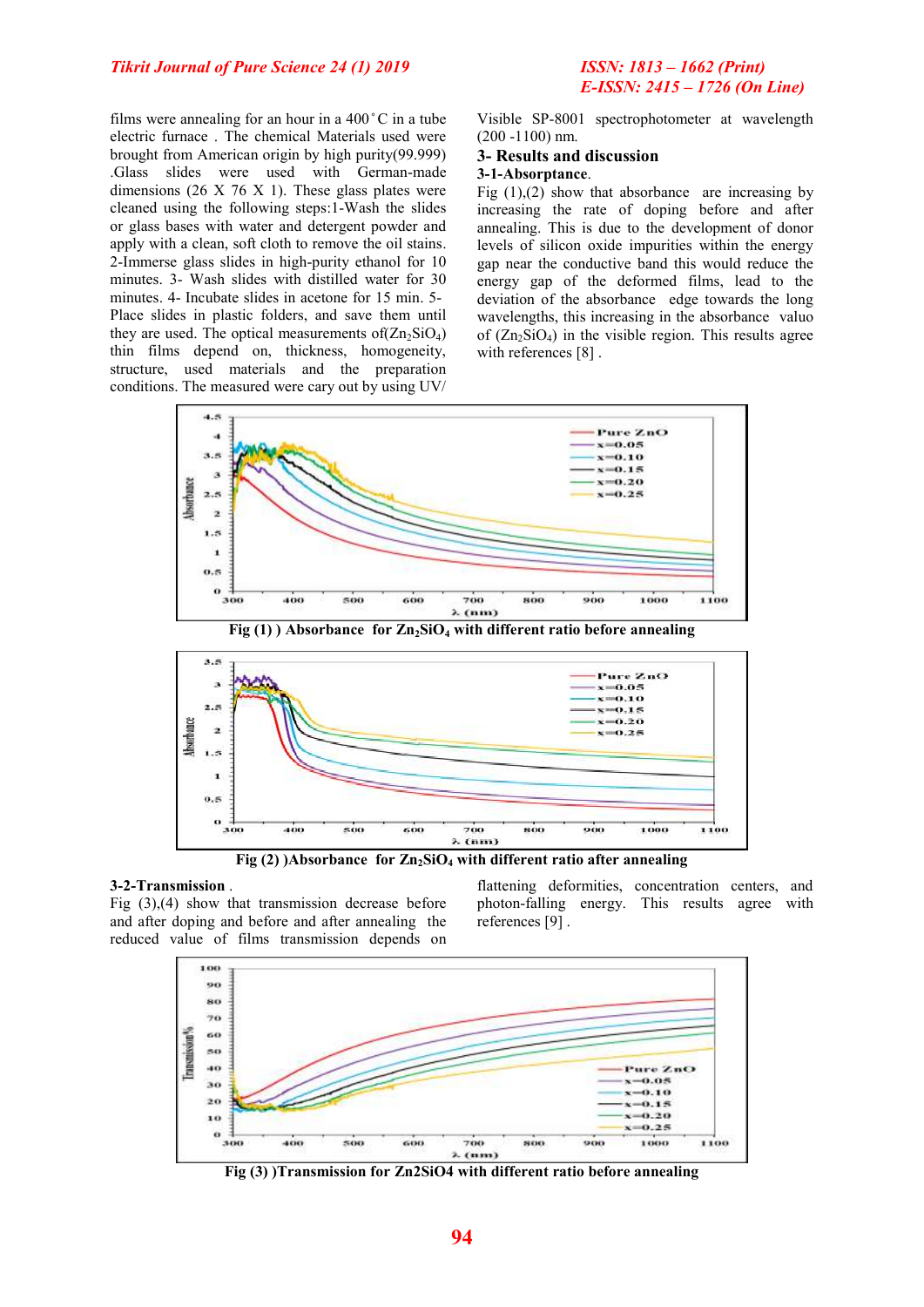films were annealing for an hour in a 400˚C in a tube electric furnace . The chemical Materials used were brought from American origin by high purity(99.999) .Glass slides were used with German-made dimensions (26 X 76 X 1). These glass plates were cleaned using the following steps:1-Wash the slides or glass bases with water and detergent powder and apply with a clean, soft cloth to remove the oil stains. 2-Immerse glass slides in high-purity ethanol for 10 minutes. 3- Wash slides with distilled water for 30 minutes. 4- Incubate slides in acetone for 15 min. 5- Place slides in plastic folders, and save them until they are used. The optical measurements of($Zn_2SiO_4$) thin films depend on, thickness, homogeneity, structure, used materials and the preparation conditions. The measured were cary out by using UV/ Visible SP-8001 spectrophotometer at wavelength (200 -1100) nm.

## 3- Results and discussion

### 3-1-Absorptance.

Fig (1),(2) show that absorbance are increasing by increasing the rate of doping before and after annealing. This is due to the development of donor levels of silicon oxide impurities within the energy gap near the conductive band this would reduce the energy gap of the deformed films, lead to the deviation of the absorbance edge towards the long wavelengths, this increasing in the absorbance valuo of ($Zn_2SiO_4$) in the visible region. This results agree with references [8] .

Absorbance
4.5
4
3.5
3
2.5
2
1.5
1
0.5
0
300 400 500 600 700 800 900 1000 1100
λ (nm)
Pure ZnO
x=0.05
x=0.10
x=0.15
x=0.20
x=0.25

**Fig (1) ) Absorbance for $Zn_2SiO_4$ with different ratio before annealing**

Absorbance
3.5
3
2.5
2
1.5
1
0.5
0
300 400 500 600 700 800 900 1000 1100
λ (nm)
Pure ZnO
x=0.05
x=0.10
x=0.15
x=0.20
x=0.25

**Fig (2) )Absorbance for $Zn_2SiO_4$ with different ratio after annealing**

### 3-2-Transmission .

Fig (3),(4) show that transmission decrease before and after doping and before and after annealing the reduced value of films transmission depends on flattening deformities, concentration centers, and photon-falling energy. This results agree with references [9] .

Transmission%
100
90
80
70
60
50
40
30
20
10
0
300 400 500 600 700 800 900 1000 1100
λ (nm)
Pure ZnO
x=0.05
x=0.10
x=0.15
x=0.20
x=0.25

**Fig (3) )Transmission for Zn2SiO4 with different ratio before annealing**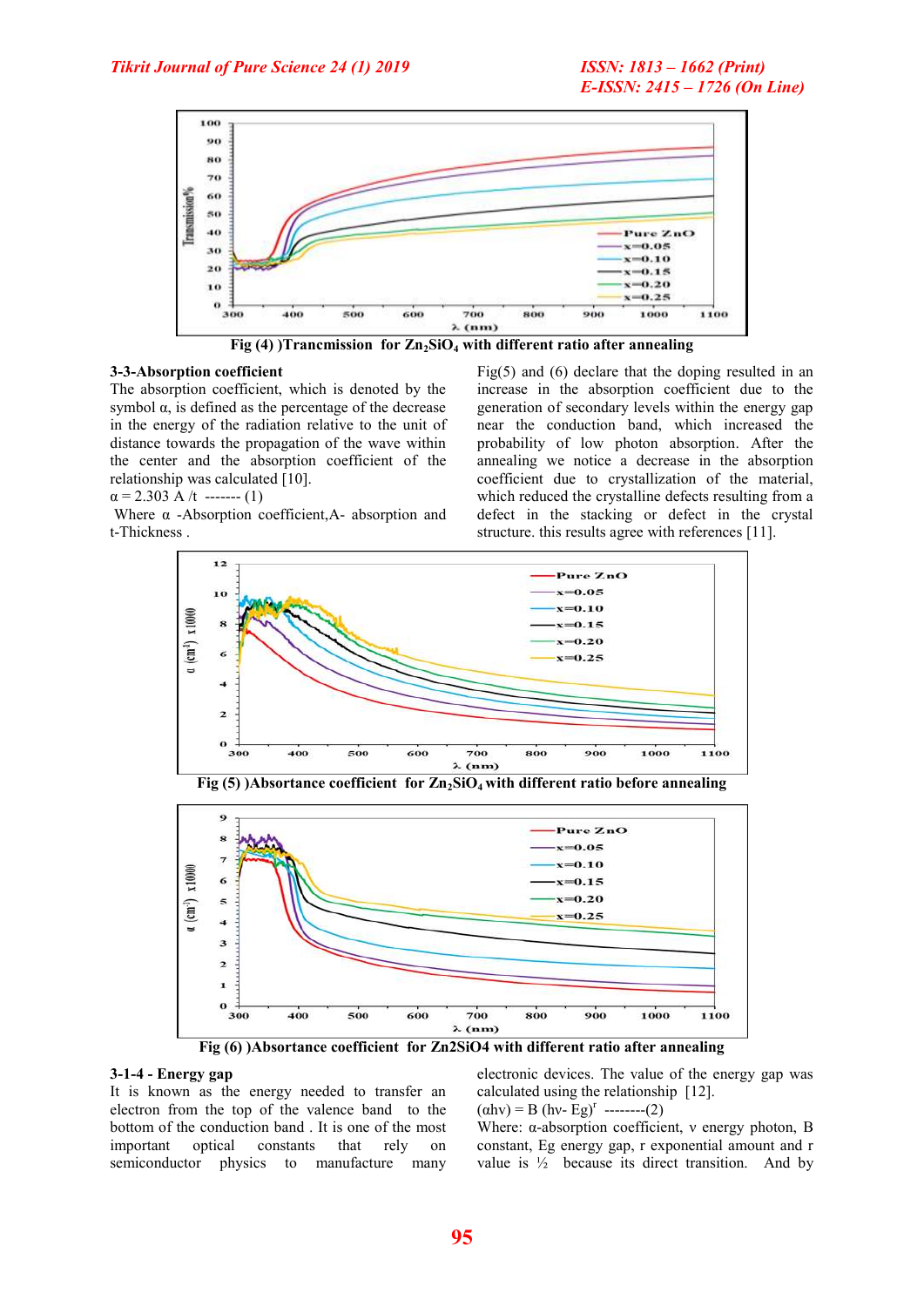100
90
80
70
60
50
40
30
20
10
0
Transmission%
300 400 500 600 700 800 900 1000 1100
λ (nm)
Pure ZnO
x=0.05
x=0.10
x=0.15
x=0.20
x=0.25

**Fig (4) )Trancmission for $Zn_2SiO_4$ with different ratio after annealing**

### 3-3-Absorption coefficient

The absorption coefficient, which is denoted by the symbol α, is defined as the percentage of the decrease in the energy of the radiation relative to the unit of distance towards the propagation of the wave within the center and the absorption coefficient of the relationship was calculated [10].

$\alpha = 2.303\ A/t$ ------- (1)

Where α -Absorption coefficient,A- absorption and t-Thickness .

Fig(5) and (6) declare that the doping resulted in an increase in the absorption coefficient due to the generation of secondary levels within the energy gap near the conduction band, which increased the probability of low photon absorption. After the annealing we notice a decrease in the absorption coefficient due to crystallization of the material, which reduced the crystalline defects resulting from a defect in the stacking or defect in the crystal structure. this results agree with references [11].

12
10
8
6
4
2
0
α (cm$^{-1}$) x10000
300 400 500 600 700 800 900 1000 1100
λ (nm)
Pure ZnO
x=0.05
x=0.10
x=0.15
x=0.20
x=0.25

**Fig (5) )Absortance coefficient for $Zn_2SiO_4$ with different ratio before annealing**

9
8
7
6
5
4
3
2
1
0
α (cm$^{-1}$) x10000
300 400 500 600 700 800 900 1000 1100
λ (nm)
Pure ZnO
x=0.05
x=0.10
x=0.15
x=0.20
x=0.25

**Fig (6) )Absortance coefficient for Zn2SiO4 with different ratio after annealing**

### 3-1-4 - Energy gap

It is known as the energy needed to transfer an electron from the top of the valence band to the bottom of the conduction band . It is one of the most important optical constants that rely on semiconductor physics to manufacture many electronic devices. The value of the energy gap was calculated using the relationship [12].

$(\alpha h\nu) = B\ (h\nu - Eg)^r$ --------(2)

Where: α-absorption coefficient, ν energy photon, B constant, Eg energy gap, r exponential amount and r value is ½ because its direct transition. And by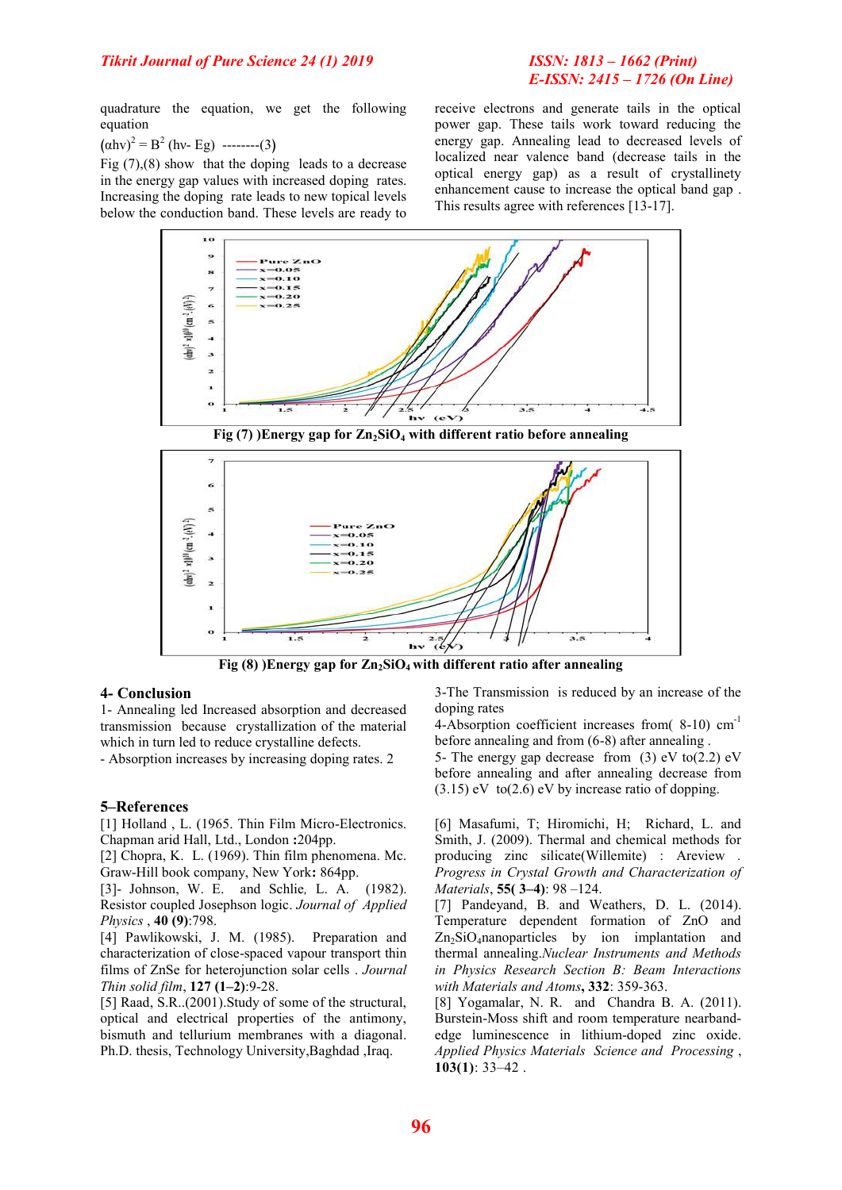quadrature the equation, we get the following equation

$(\alpha h\nu)^2 = B^2 (h\nu - E_g)$ --------(3)

Fig (7),(8) show that the doping leads to a decrease in the energy gap values with increased doping rates. Increasing the doping rate leads to new topical levels below the conduction band. These levels are ready to receive electrons and generate tails in the optical power gap. These tails work toward reducing the energy gap. Annealing lead to decreased levels of localized near valence band (decrease tails in the optical energy gap) as a result of crystallinety enhancement cause to increase the optical band gap . This results agree with references [13-17].

Pure ZnO
x=0.05
x=0.10
x=0.15
x=0.20
x=0.25

$(\alpha h\nu)^2 \times 10^{10} (cm^{-2} (eV)^2)$

hν (eV)

Fig (7) )Energy gap for $Zn_2SiO_4$ with different ratio before annealing

Pure ZnO
x=0.05
x=0.10
x=0.15
x=0.20
x=0.25

$(\alpha h\nu)^2 \times 10^{10} (cm^{-2} (eV)^2)$

hν (eV)

Fig (8) )Energy gap for $Zn_2SiO_4$ with different ratio after annealing

## 4- Conclusion

1- Annealing led Increased absorption and decreased transmission because crystallization of the material which in turn led to reduce crystalline defects.

- Absorption increases by increasing doping rates. 2

3-The Transmission is reduced by an increase of the doping rates

4-Absorption coefficient increases from( 8-10) $cm^{-1}$ before annealing and from (6-8) after annealing .

5- The energy gap decrease from (3) eV to(2.2) eV before annealing and after annealing decrease from (3.15) eV to(2.6) eV by increase ratio of dopping.

## 5–References

[1] Holland , L. (1965. Thin Film Micro-Electronics. Chapman arid Hall, Ltd., London **:**204pp.

[2] Chopra, K. L. (1969). Thin film phenomena. Mc. Graw-Hill book company, New York**:** 864pp.

[3]- Johnson, W. E. and Schlie*,* L. A. (1982). Resistor coupled Josephson logic. *Journal of Applied Physics* , **40 (9)**:798.

[4] Pawlikowski, J. M. (1985). Preparation and characterization of close-spaced vapour transport thin films of ZnSe for heterojunction solar cells . *Journal Thin solid film*, **127 (1–2)**:9-28.

[5] Raad, S.R..(2001).Study of some of the structural, optical and electrical properties of the antimony, bismuth and tellurium membranes with a diagonal. Ph.D. thesis, Technology University,Baghdad ,Iraq.

[6] Masafumi, T; Hiromichi, H; Richard, L. and Smith, J. (2009). Thermal and chemical methods for producing zinc silicate(Willemite) : Areview . *Progress in Crystal Growth and Characterization of Materials*, **55( 3–4)**: 98 –124.

[7] Pandeyand, B. and Weathers, D. L. (2014). Temperature dependent formation of ZnO and $Zn_2SiO_4$nanoparticles by ion implantation and thermal annealing.*Nuclear Instruments and Methods in Physics Research Section B: Beam Interactions with Materials and Atoms***, 332**: 359-363.

[8] Yogamalar, N. R. and Chandra B. A. (2011). Burstein-Moss shift and room temperature nearband-edge luminescence in lithium-doped zinc oxide. *Applied Physics Materials Science and Processing* , **103(1)**: 33–42 .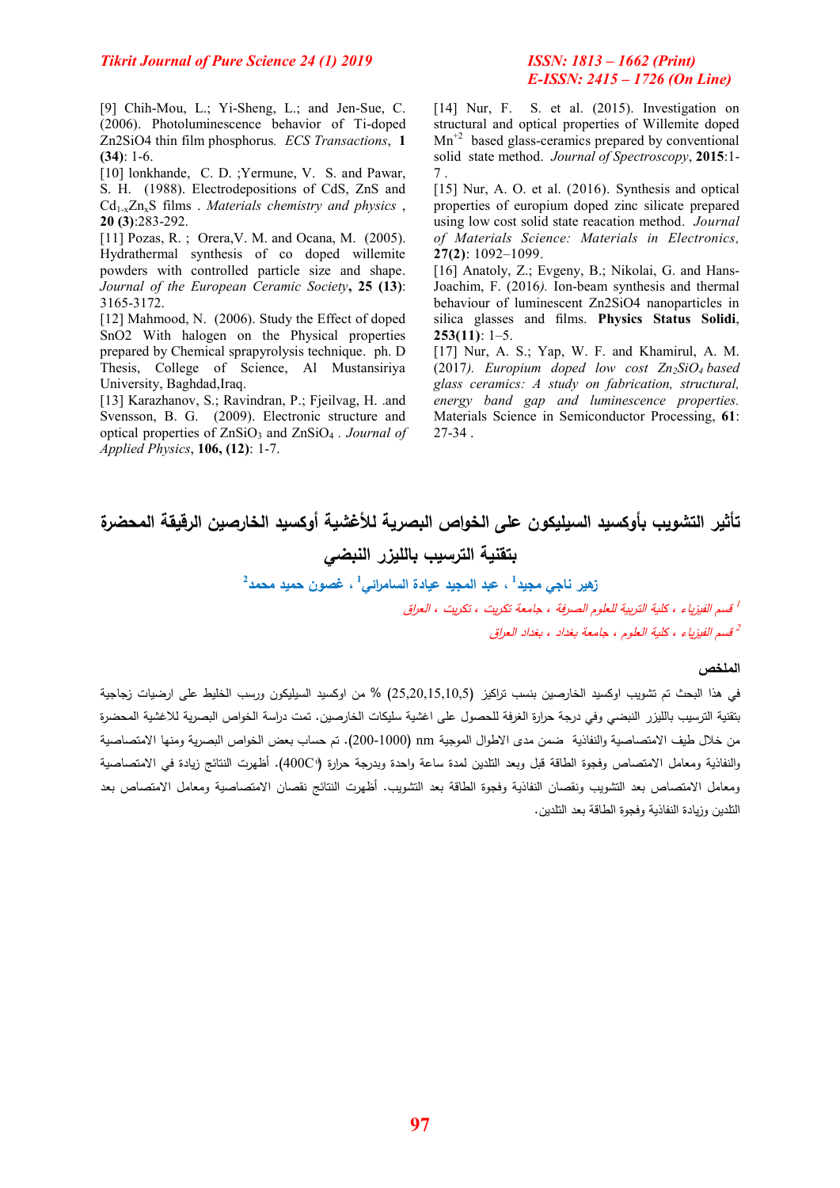[9] Chih-Mou, L.; Yi-Sheng, L.; and Jen-Sue, C. (2006). Photoluminescence behavior of Ti-doped Zn2SiO4 thin film phosphorus. *ECS Transactions*, **1 (34)**: 1-6.

[10] lonkhande, C. D. ;Yermune, V. S. and Pawar, S. H. (1988). Electrodepositions of CdS, ZnS and $Cd_{1-x}Zn_xS$ films . *Materials chemistry and physics* , **20 (3)**:283-292.

[11] Pozas, R. ; Orera,V. M. and Ocana, M. (2005). Hydrathermal synthesis of co doped willemite powders with controlled particle size and shape. *Journal of the European Ceramic Society*, **25 (13)**: 3165-3172.

[12] Mahmood, N. (2006). Study the Effect of doped SnO2 With halogen on the Physical properties prepared by Chemical sprapyrolysis technique. ph. D Thesis, College of Science, Al Mustansiriya University, Baghdad,Iraq.

[13] Karazhanov, S.; Ravindran, P.; Fjeilvag, H. .and Svensson, B. G. (2009). Electronic structure and optical properties of $ZnSiO_3$ and $ZnSiO_4$ . *Journal of Applied Physics*, **106, (12)**: 1-7.

[14] Nur, F. S. et al. (2015). Investigation on structural and optical properties of Willemite doped $Mn^{+2}$ based glass-ceramics prepared by conventional solid state method. *Journal of Spectroscopy*, **2015**:1-7 .

[15] Nur, A. O. et al. (2016). Synthesis and optical properties of europium doped zinc silicate prepared using low cost solid state reacation method. *Journal of Materials Science: Materials in Electronics,* **27(2)**: 1092–1099.

[16] Anatoly, Z.; Evgeny, B.; Nikolai, G. and Hans-Joachim, F. (2016*).* Ion-beam synthesis and thermal behaviour of luminescent Zn2SiO4 nanoparticles in silica glasses and films. **Physics Status Solidi**, **253(11)**: 1–5.

[17] Nur, A. S.; Yap, W. F. and Khamirul, A. M. (2017*). Europium doped low cost $Zn_2SiO_4$ based glass ceramics: A study on fabrication, structural, energy band gap and luminescence properties.* Materials Science in Semiconductor Processing, **61**: 27-34 .

# تأثير التشويب بأوكسيد السيليكون على الخواص البصرية للأغشية أوكسيد الخارصين الرقيقة المحضرة بتقنية الترسيب بالليزر النبضي

**زهير ناجي مجيد[1] ، عبد المجيد عيادة السامرائي[1] ، غصون حميد محمد[2]**

*[1] قسم الفيزياء ، كلية التربية للعلوم الصرفة ، جامعة تكريت ، تكريت ، العراق*

*[2] قسم الفيزياء ، كلية العلوم ، جامعة بغداد ، بغداد العراق*

## الملخص

في هذا البحث تم تشويب اوكسيد الخارصين بنسب تراكيز (25,20,15,10,5) % من اوكسيد السيليكون ورسب الخليط على ارضيات زجاجية بتقنية الترسيب بالليزر النبضي وفي درجة حرارة الغرفة للحصول على اغشية سليكات الخارصين. تمت دراسة الخواص البصرية للاغشية المحضرة من خلال طيف الامتصاصية والنفاذية ضمن مدى الاطوال الموجية nm (200-1000). تم حساب بعض الخواص البصرية ومنها الامتصاصية والنفاذية ومعامل الامتصاص وفجوة الطاقة قبل وبعد التلدين لمدة ساعة واحدة وبدرجة حرارة (400C°). أظهرت النتائج زيادة في الامتصاصية ومعامل الامتصاص بعد التشويب ونقصان النفاذية وفجوة الطاقة بعد التشويب. أظهرت النتائج نقصان الامتصاصية ومعامل الامتصاص بعد التلدين وزيادة النفاذية وفجوة الطاقة بعد التلدين.